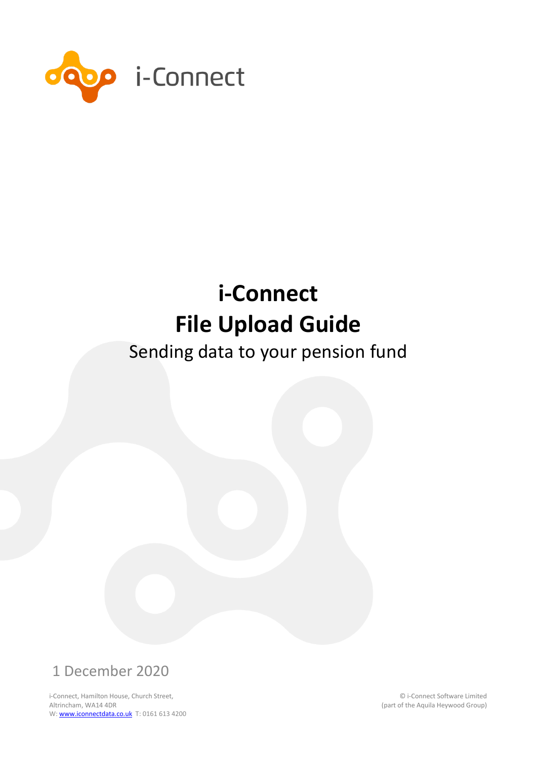i-Connect

# i-Connect
# File Upload Guide

Sending data to your pension fund

1 December 2020

i-Connect, Hamilton House, Church Street,
Altrincham, WA14 4DR
W: www.iconnectdata.co.uk T: 0161 613 4200

© i-Connect Software Limited
(part of the Aquila Heywood Group)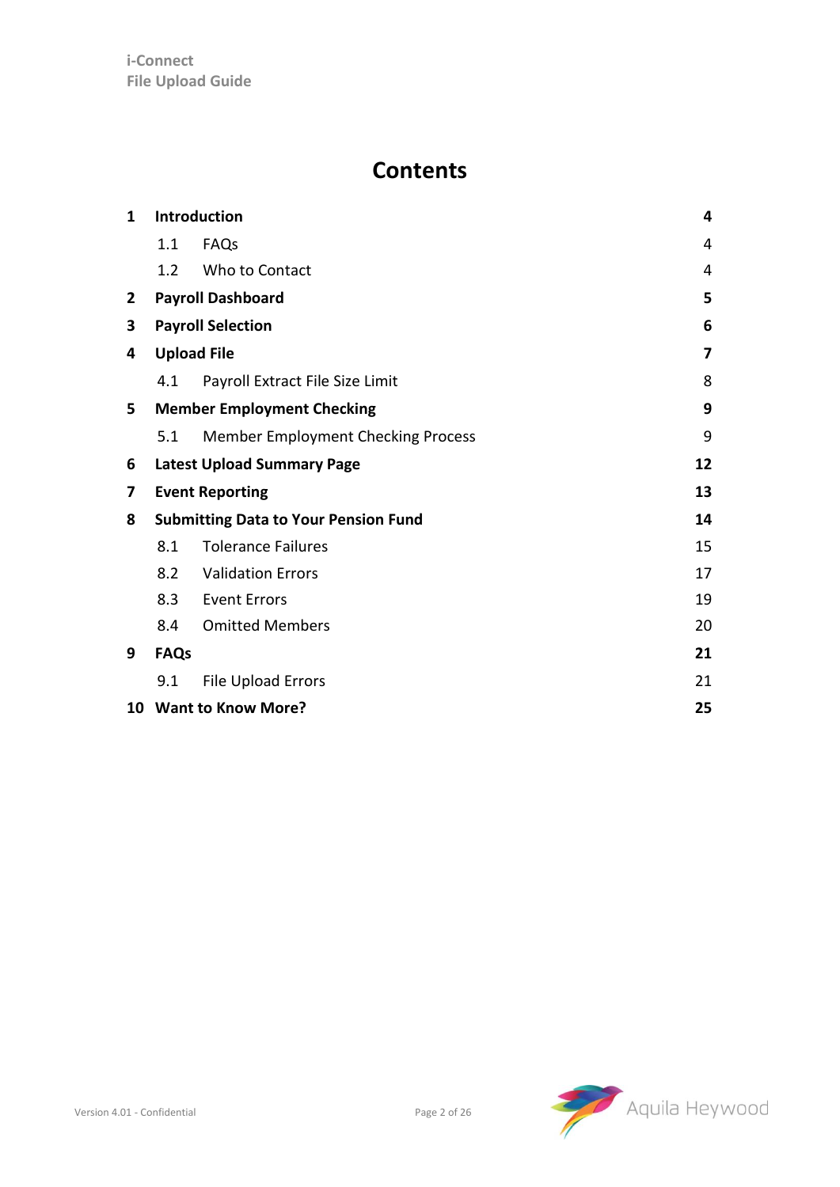# Contents

| | | |
|---|---|---|
| **1** | **Introduction** | **4** |
| | 1.1 FAQs | 4 |
| | 1.2 Who to Contact | 4 |
| **2** | **Payroll Dashboard** | **5** |
| **3** | **Payroll Selection** | **6** |
| **4** | **Upload File** | **7** |
| | 4.1 Payroll Extract File Size Limit | 8 |
| **5** | **Member Employment Checking** | **9** |
| | 5.1 Member Employment Checking Process | 9 |
| **6** | **Latest Upload Summary Page** | **12** |
| **7** | **Event Reporting** | **13** |
| **8** | **Submitting Data to Your Pension Fund** | **14** |
| | 8.1 Tolerance Failures | 15 |
| | 8.2 Validation Errors | 17 |
| | 8.3 Event Errors | 19 |
| | 8.4 Omitted Members | 20 |
| **9** | **FAQs** | **21** |
| | 9.1 File Upload Errors | 21 |
| **10** | **Want to Know More?** | **25** |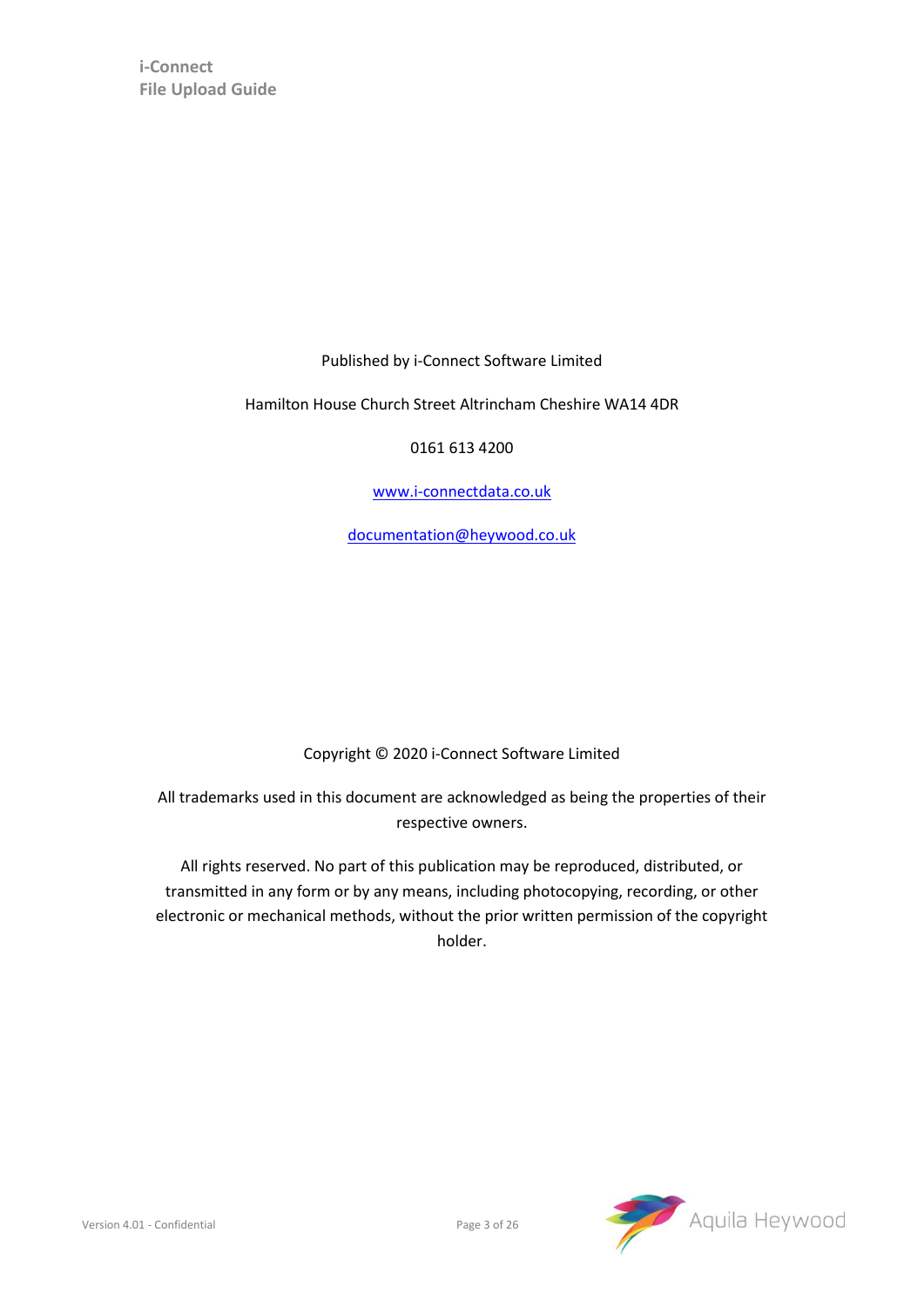Published by i-Connect Software Limited

Hamilton House Church Street Altrincham Cheshire WA14 4DR

0161 613 4200

www.i-connectdata.co.uk

documentation@heywood.co.uk

Copyright © 2020 i-Connect Software Limited

All trademarks used in this document are acknowledged as being the properties of their respective owners.

All rights reserved. No part of this publication may be reproduced, distributed, or transmitted in any form or by any means, including photocopying, recording, or other electronic or mechanical methods, without the prior written permission of the copyright holder.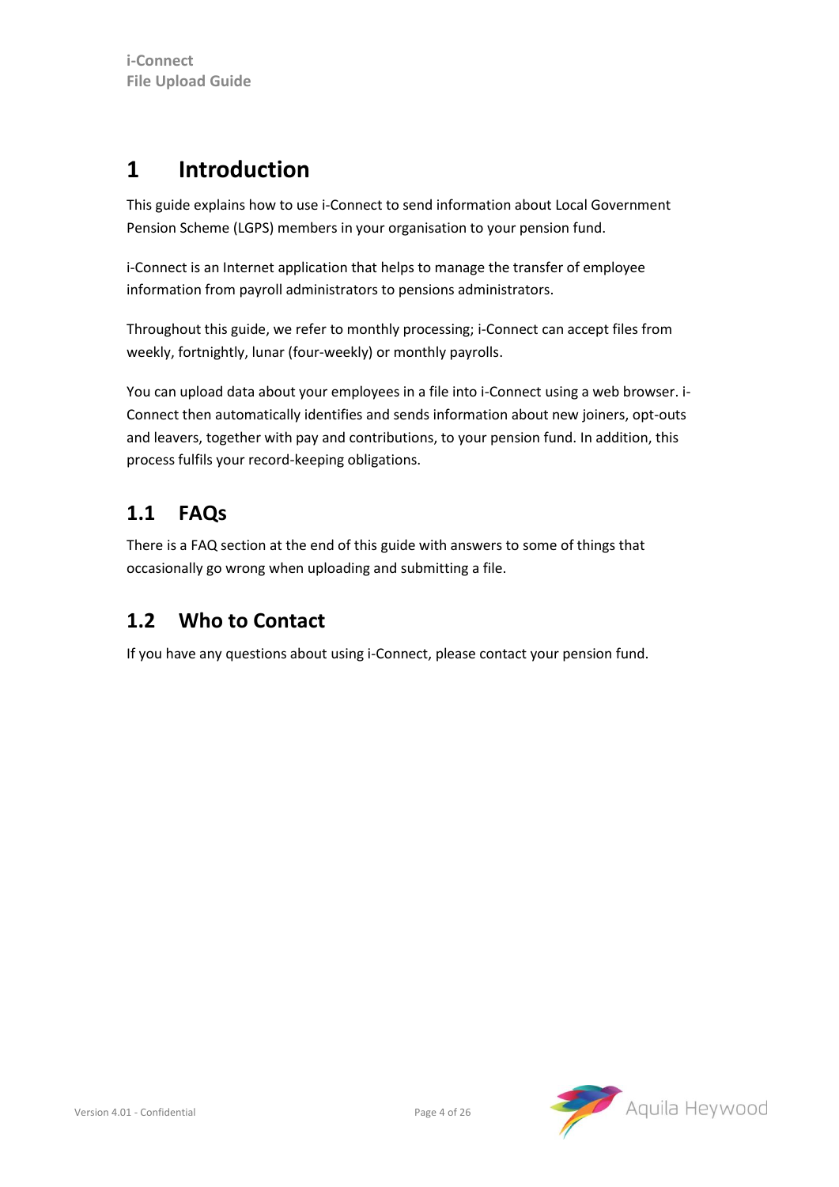# 1 Introduction

This guide explains how to use i-Connect to send information about Local Government Pension Scheme (LGPS) members in your organisation to your pension fund.

i-Connect is an Internet application that helps to manage the transfer of employee information from payroll administrators to pensions administrators.

Throughout this guide, we refer to monthly processing; i-Connect can accept files from weekly, fortnightly, lunar (four-weekly) or monthly payrolls.

You can upload data about your employees in a file into i-Connect using a web browser. i-Connect then automatically identifies and sends information about new joiners, opt-outs and leavers, together with pay and contributions, to your pension fund. In addition, this process fulfils your record-keeping obligations.

## 1.1 FAQs

There is a FAQ section at the end of this guide with answers to some of things that occasionally go wrong when uploading and submitting a file.

## 1.2 Who to Contact

If you have any questions about using i-Connect, please contact your pension fund.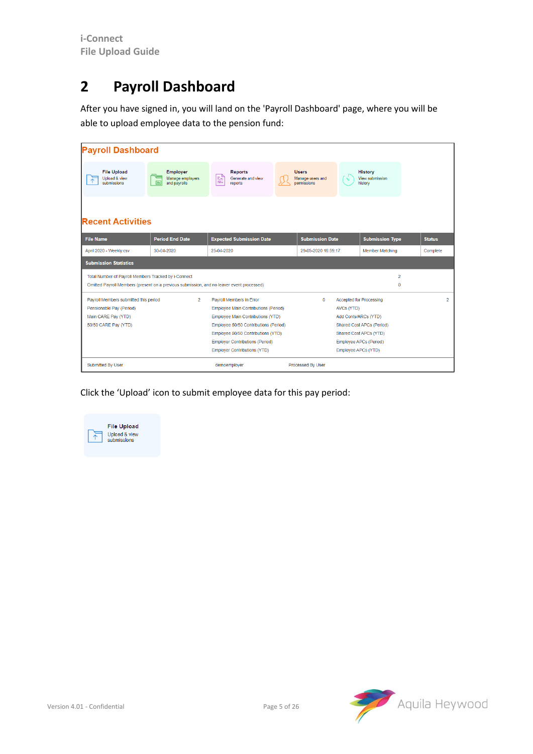# 2 Payroll Dashboard

After you have signed in, you will land on the 'Payroll Dashboard' page, where you will be able to upload employee data to the pension fund:

**Payroll Dashboard**

- **File Upload** – Upload & view submissions
- **Employer** – Manage employers and payrolls
- **Reports** – Generate and view reports
- **Users** – Manage users and permissions
- **History** – View submission history

**Recent Activities**

| File Name | Period End Date | Expected Submission Date | Submission Date | Submission Type | Status |
|---|---|---|---|---|---|
| April 2020 - Weekly.csv | 30-04-2020 | 25-04-2020 | 29-05-2020 16:59:17 | Member Matching | Complete |

**Submission Statistics**

| | |
|---|---|
| Total Number of Payroll Members Tracked by i-Connect | 2 |
| Omitted Payroll Members (present on a previous submission, and no leaver event processed) | 0 |

| | | | | | |
|---|---|---|---|---|---|
| Payroll Members submitted this period | 2 | Payroll Members in Error | 0 | Accepted for Processing | 2 |
| Pensionable Pay (Period) | | Employee Main Contributions (Period) | | AVCs (YTD) | |
| Main CARE Pay (YTD) | | Employee Main Contributions (YTD) | | Add Conts/ARCs (YTD) | |
| 50/50 CARE Pay (YTD) | | Employee 50/50 Contributions (Period) | | Shared Cost APCs (Period) | |
| | | Employee 50/50 Contributions (YTD) | | Shared Cost APCs (YTD) | |
| | | Employer Contributions (Period) | | Employee APCs (Period) | |
| | | Employer Contributions (YTD) | | Employee APCs (YTD) | |

Submitted By User: demoemployer    Processed By User

Click the 'Upload' icon to submit employee data for this pay period:

**File Upload**
Upload & view submissions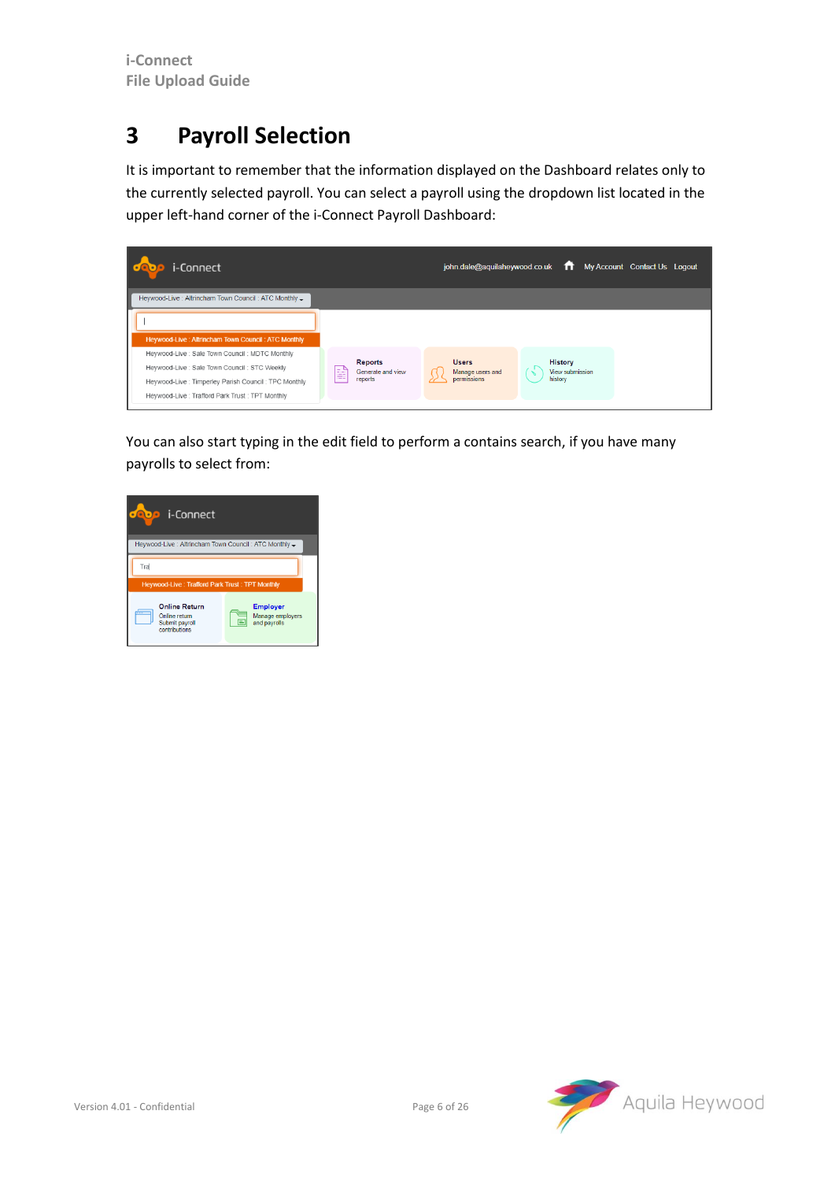# 3 Payroll Selection

It is important to remember that the information displayed on the Dashboard relates only to the currently selected payroll. You can select a payroll using the dropdown list located in the upper left-hand corner of the i-Connect Payroll Dashboard:

You can also start typing in the edit field to perform a contains search, if you have many payrolls to select from: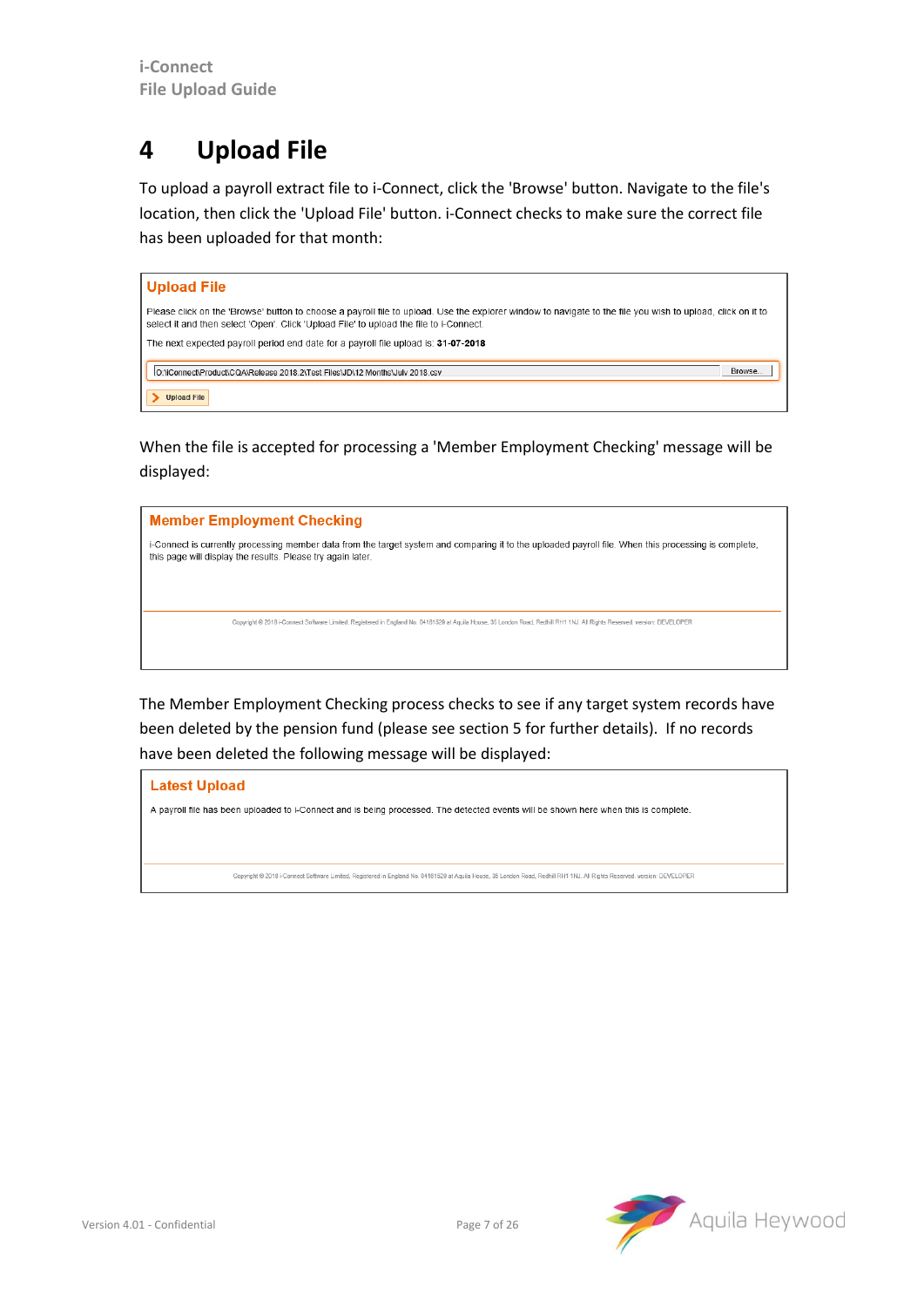# 4 Upload File

To upload a payroll extract file to i-Connect, click the 'Browse' button. Navigate to the file's location, then click the 'Upload File' button. i-Connect checks to make sure the correct file has been uploaded for that month:

> **Upload File**
>
> Please click on the 'Browse' button to choose a payroll file to upload. Use the explorer window to navigate to the file you wish to upload, click on it to select it and then select 'Open'. Click 'Upload File' to upload the file to i-Connect.
>
> The next expected payroll period end date for a payroll file upload is: **31-07-2018**
>
> D:\iConnect\Product\CQA\Release 2018.2\Test Files\JD\12 Months\July 2018.csv [Browse...]
>
> [Upload File]

When the file is accepted for processing a 'Member Employment Checking' message will be displayed:

> **Member Employment Checking**
>
> i-Connect is currently processing member data from the target system and comparing it to the uploaded payroll file. When this processing is complete, this page will display the results. Please try again later.
>
> Copyright © 2018 i-Connect Software Limited. Registered in England No. 04181529 at Aquila House, 35 London Road, Redhill RH1 1NJ. All Rights Reserved. version: DEVELOPER

The Member Employment Checking process checks to see if any target system records have been deleted by the pension fund (please see section 5 for further details). If no records have been deleted the following message will be displayed:

> **Latest Upload**
>
> A payroll file has been uploaded to i-Connect and is being processed. The detected events will be shown here when this is complete.
>
> Copyright © 2018 i-Connect Software Limited. Registered in England No. 04181529 at Aquila House, 35 London Road, Redhill RH1 1NJ. All Rights Reserved. version: DEVELOPER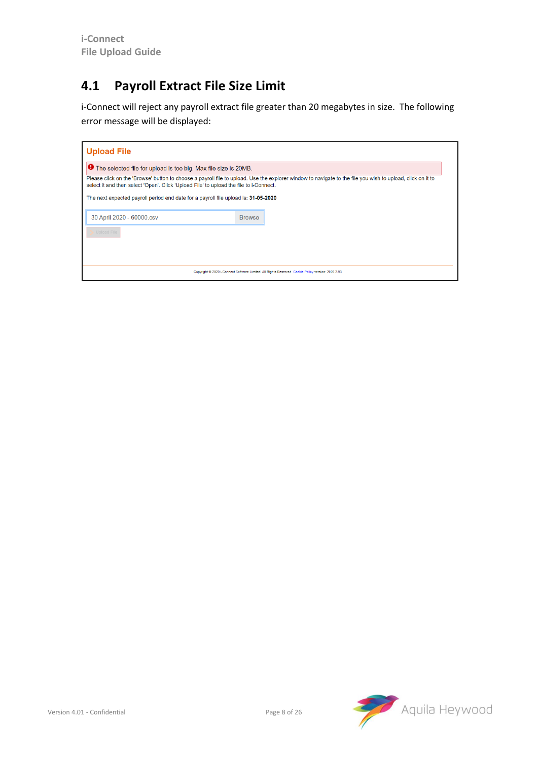## 4.1 Payroll Extract File Size Limit

i-Connect will reject any payroll extract file greater than 20 megabytes in size. The following error message will be displayed:

**Upload File**

The selected file for upload is too big. Max file size is 20MB.

Please click on the 'Browse' button to choose a payroll file to upload. Use the explorer window to navigate to the file you wish to upload, click on it to select it and then select 'Open'. Click 'Upload File' to upload the file to i-Connect.

The next expected payroll period end date for a payroll file upload is: **31-05-2020**

30 April 2020 - 60000.csv Browse

Upload File

Copyright © 2020 i-Connect Software Limited. All Rights Reserved. Cookie Policy version: 2020.2.93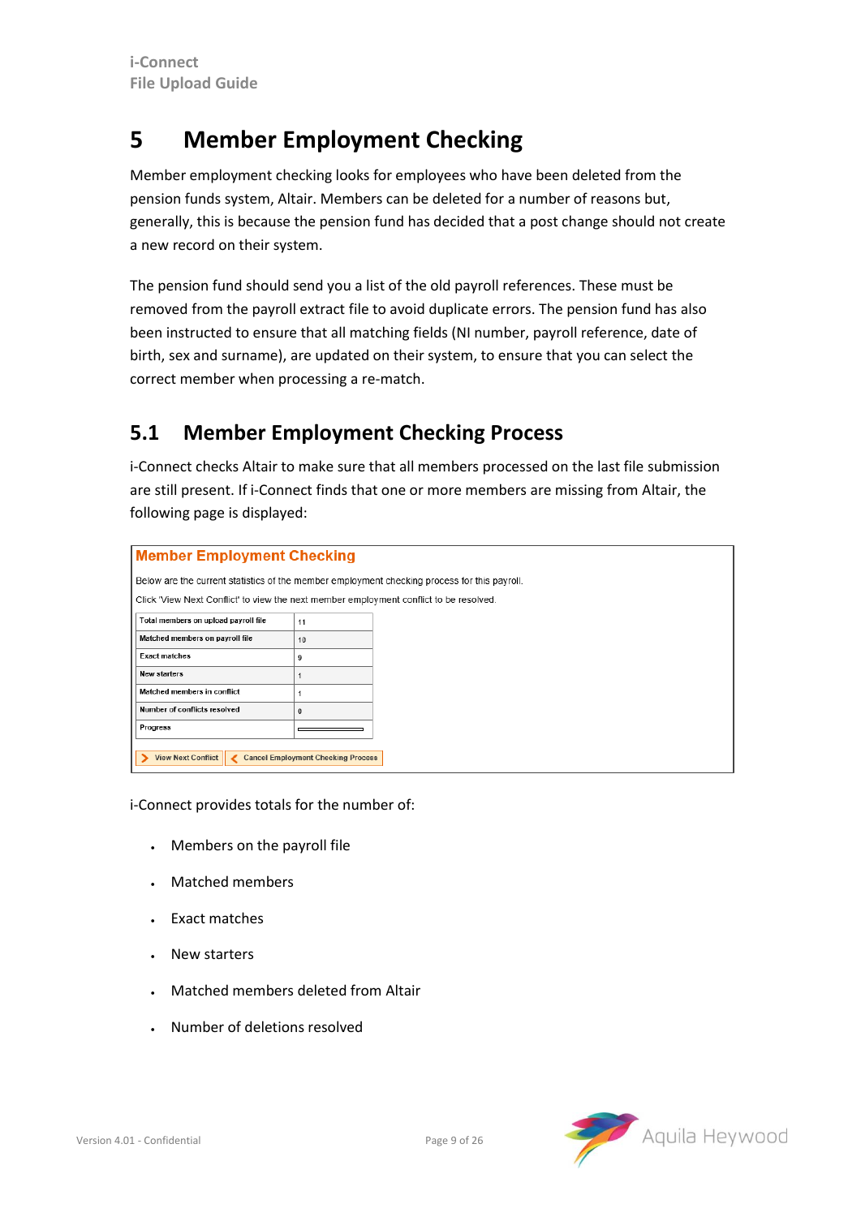# 5 Member Employment Checking

Member employment checking looks for employees who have been deleted from the pension funds system, Altair. Members can be deleted for a number of reasons but, generally, this is because the pension fund has decided that a post change should not create a new record on their system.

The pension fund should send you a list of the old payroll references. These must be removed from the payroll extract file to avoid duplicate errors. The pension fund has also been instructed to ensure that all matching fields (NI number, payroll reference, date of birth, sex and surname), are updated on their system, to ensure that you can select the correct member when processing a re-match.

## 5.1 Member Employment Checking Process

i-Connect checks Altair to make sure that all members processed on the last file submission are still present. If i-Connect finds that one or more members are missing from Altair, the following page is displayed:

**Member Employment Checking**

Below are the current statistics of the member employment checking process for this payroll.

Click 'View Next Conflict' to view the next member employment conflict to be resolved.

| Total members on upload payroll file | 11 |
|---|---|
| Matched members on payroll file | 10 |
| Exact matches | 9 |
| New starters | 1 |
| Matched members in conflict | 1 |
| Number of conflicts resolved | 0 |
| Progress | |

View Next Conflict | Cancel Employment Checking Process

i-Connect provides totals for the number of:

- Members on the payroll file
- Matched members
- Exact matches
- New starters
- Matched members deleted from Altair
- Number of deletions resolved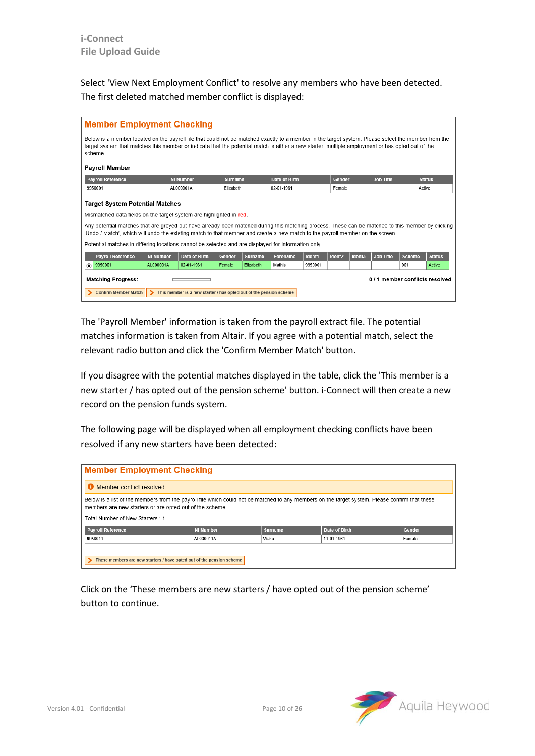Select 'View Next Employment Conflict' to resolve any members who have been detected. The first deleted matched member conflict is displayed:

## Member Employment Checking

Below is a member located on the payroll file that could not be matched exactly to a member in the target system. Please select the member from the target system that matches this member or indicate that the potential match is either a new starter, multiple employment or has opted out of the scheme.

**Payroll Member**

| Payroll Reference | NI Number | Surname | Date of Birth | Gender | Job Title | Status |
|---|---|---|---|---|---|---|
| 9950001 | AL000001A | Elizabeth | 02-01-1961 | Female | | Active |

**Target System Potential Matches**

Mismatched data fields on the target system are highlighted in red.

Any potential matches that are greyed out have already been matched during this matching process. These can be matched to this member by clicking 'Undo / Match', which will undo the existing match to that member and create a new match to the payroll member on the screen.

Potential matches in differing locations cannot be selected and are displayed for information only.

| | Payroll Reference | NI Number | Date of Birth | Gender | Surname | Forename | Ident1 | Ident2 | Ident3 | Job Title | Scheme | Status |
|---|---|---|---|---|---|---|---|---|---|---|---|---|
| ◉ | 9950001 | AL000001A | 02-01-1961 | Female | Elizabeth | Mathis | 9950001 | | | | 001 | Active |

**Matching Progress:** 0 / 1 member conflicts resolved

> Confirm Member Match | > This member is a new starter / has opted out of the pension scheme

The 'Payroll Member' information is taken from the payroll extract file. The potential matches information is taken from Altair. If you agree with a potential match, select the relevant radio button and click the 'Confirm Member Match' button.

If you disagree with the potential matches displayed in the table, click the 'This member is a new starter / has opted out of the pension scheme' button. i-Connect will then create a new record on the pension funds system.

The following page will be displayed when all employment checking conflicts have been resolved if any new starters have been detected:

## Member Employment Checking

Member conflict resolved.

Below is a list of the members from the payroll file which could not be matched to any members on the target system. Please confirm that these members are new starters or are opted out of the scheme.

Total Number of New Starters : 1

| Payroll Reference | NI Number | Surname | Date of Birth | Gender |
|---|---|---|---|---|
| 9950011 | AL000011A | Wake | 11-01-1961 | Female |

> These members are new starters / have opted out of the pension scheme

Click on the 'These members are new starters / have opted out of the pension scheme' button to continue.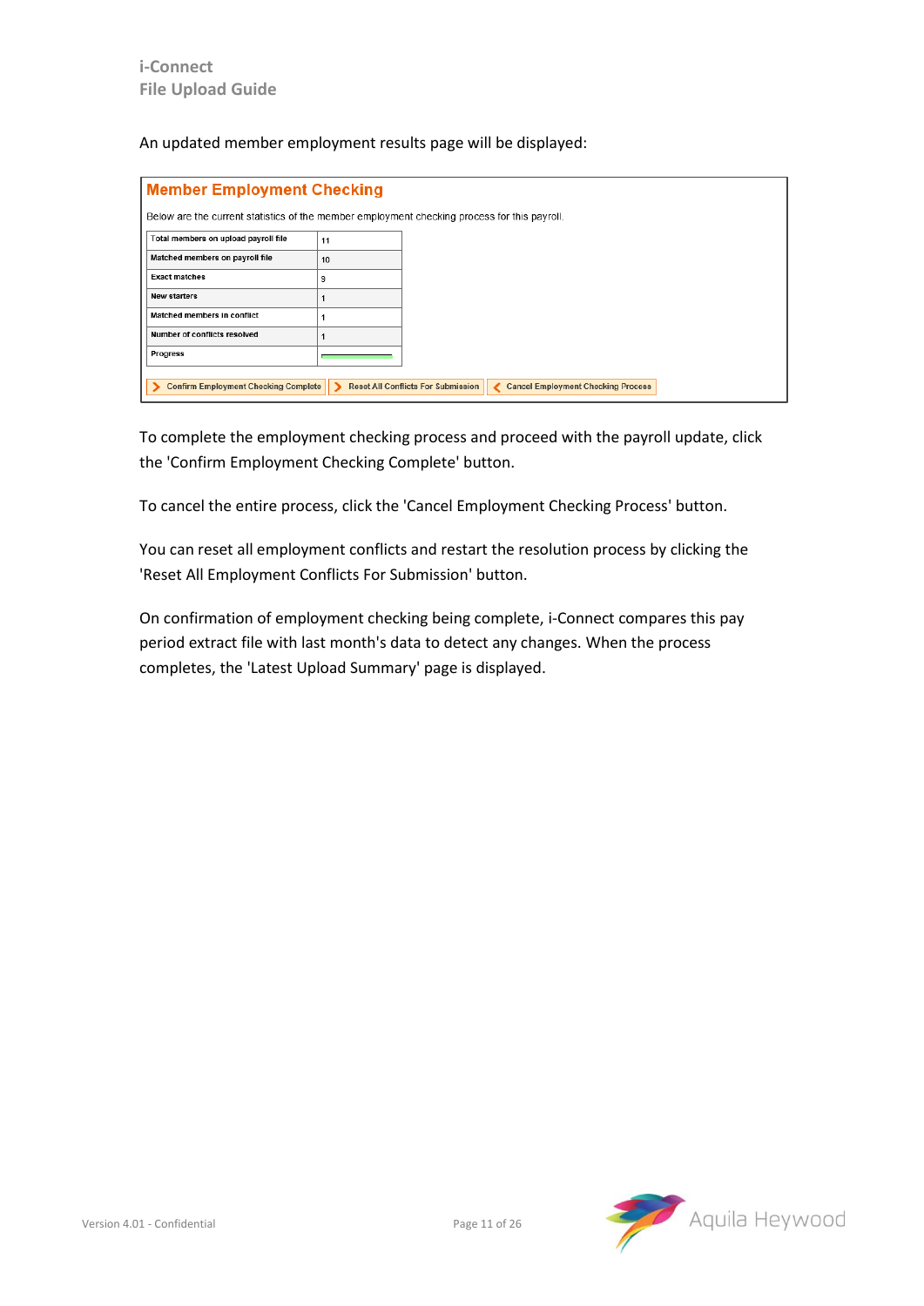An updated member employment results page will be displayed:

## Member Employment Checking

Below are the current statistics of the member employment checking process for this payroll.

| | |
|---|---|
| Total members on upload payroll file | 11 |
| Matched members on payroll file | 10 |
| Exact matches | 9 |
| New starters | 1 |
| Matched members in conflict | 1 |
| Number of conflicts resolved | 1 |
| Progress | |

Confirm Employment Checking Complete | Reset All Conflicts For Submission | Cancel Employment Checking Process

To complete the employment checking process and proceed with the payroll update, click the 'Confirm Employment Checking Complete' button.

To cancel the entire process, click the 'Cancel Employment Checking Process' button.

You can reset all employment conflicts and restart the resolution process by clicking the 'Reset All Employment Conflicts For Submission' button.

On confirmation of employment checking being complete, i-Connect compares this pay period extract file with last month's data to detect any changes. When the process completes, the 'Latest Upload Summary' page is displayed.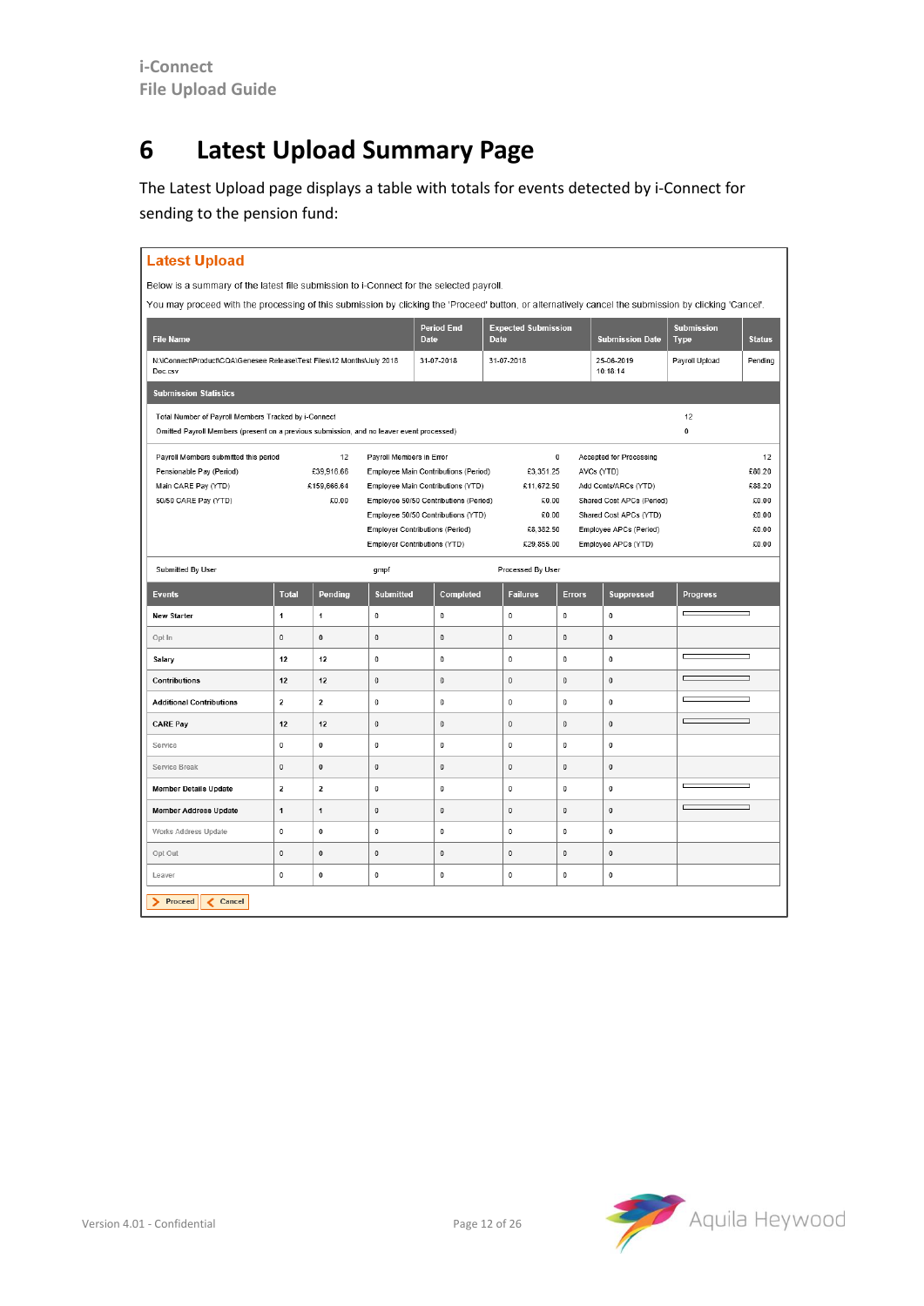# 6 Latest Upload Summary Page

The Latest Upload page displays a table with totals for events detected by i-Connect for sending to the pension fund:

## Latest Upload

Below is a summary of the latest file submission to i-Connect for the selected payroll.

You may proceed with the processing of this submission by clicking the 'Proceed' button, or alternatively cancel the submission by clicking 'Cancel'.

| File Name | Period End Date | Expected Submission Date | Submission Date | Submission Type | Status |
|---|---|---|---|---|---|
| N:\iConnect\Product\CQA\Genesee Release\Test Files\12 Months\July 2018 Doc.csv | 31-07-2018 | 31-07-2018 | 25-06-2019 10:18:14 | Payroll Upload | Pending |

**Submission Statistics**

| | |
|---|---|
| Total Number of Payroll Members Tracked by i-Connect | 12 |
| Omitted Payroll Members (present on a previous submission, and no leaver event processed) | 0 |

| | | | | | |
|---|---|---|---|---|---|
| Payroll Members submitted this period | 12 | Payroll Members in Error | 0 | Accepted for Processing | 12 |
| Pensionable Pay (Period) | £39,916.66 | Employee Main Contributions (Period) | £3,351.25 | AVCs (YTD) | £80.20 |
| Main CARE Pay (YTD) | £159,666.64 | Employee Main Contributions (YTD) | £11,672.50 | Add Conts/ARCs (YTD) | £88.20 |
| 50/50 CARE Pay (YTD) | £0.00 | Employee 50/50 Contributions (Period) | £0.00 | Shared Cost APCs (Period) | £0.00 |
| | | Employee 50/50 Contributions (YTD) | £0.00 | Shared Cost APCs (YTD) | £0.00 |
| | | Employer Contributions (Period) | £8,382.50 | Employee APCs (Period) | £0.00 |
| | | Employer Contributions (YTD) | £29,855.00 | Employee APCs (YTD) | £0.00 |

| | | | |
|---|---|---|---|
| Submitted By User | gmpf | Processed By User | |

| Events | Total | Pending | Submitted | Completed | Failures | Errors | Suppressed | Progress |
|---|---|---|---|---|---|---|---|---|
| New Starter | 1 | 1 | 0 | 0 | 0 | 0 | 0 | |
| Opt In | 0 | 0 | 0 | 0 | 0 | 0 | 0 | |
| Salary | 12 | 12 | 0 | 0 | 0 | 0 | 0 | |
| Contributions | 12 | 12 | 0 | 0 | 0 | 0 | 0 | |
| Additional Contributions | 2 | 2 | 0 | 0 | 0 | 0 | 0 | |
| CARE Pay | 12 | 12 | 0 | 0 | 0 | 0 | 0 | |
| Service | 0 | 0 | 0 | 0 | 0 | 0 | 0 | |
| Service Break | 0 | 0 | 0 | 0 | 0 | 0 | 0 | |
| Member Details Update | 2 | 2 | 0 | 0 | 0 | 0 | 0 | |
| Member Address Update | 1 | 1 | 0 | 0 | 0 | 0 | 0 | |
| Works Address Update | 0 | 0 | 0 | 0 | 0 | 0 | 0 | |
| Opt Out | 0 | 0 | 0 | 0 | 0 | 0 | 0 | |
| Leaver | 0 | 0 | 0 | 0 | 0 | 0 | 0 | |

Proceed | Cancel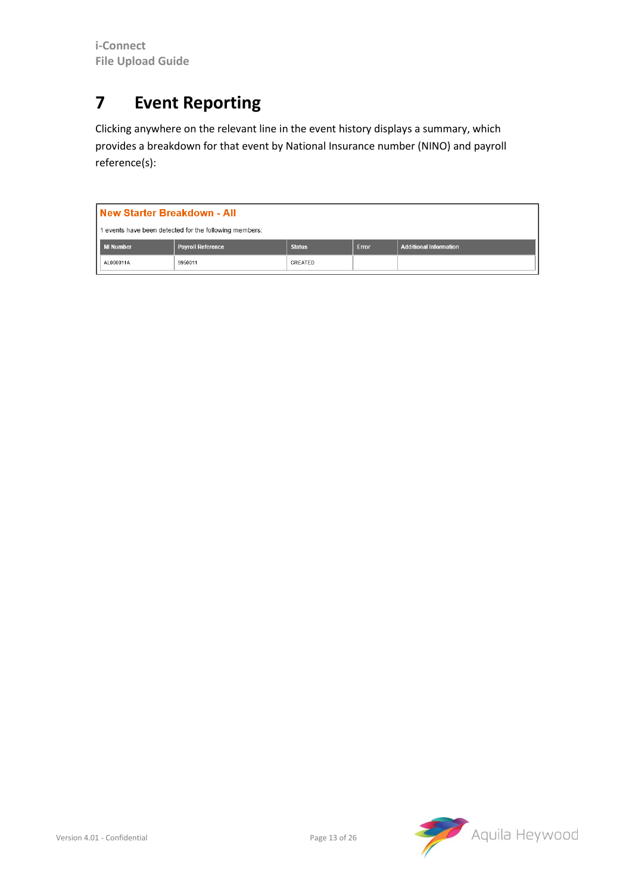# 7 Event Reporting

Clicking anywhere on the relevant line in the event history displays a summary, which provides a breakdown for that event by National Insurance number (NINO) and payroll reference(s):

**New Starter Breakdown - All**

1 events have been detected for the following members:

| NI Number | Payroll Reference | Status | Error | Additional Information |
|---|---|---|---|---|
| AL000011A | 9950011 | CREATED | | |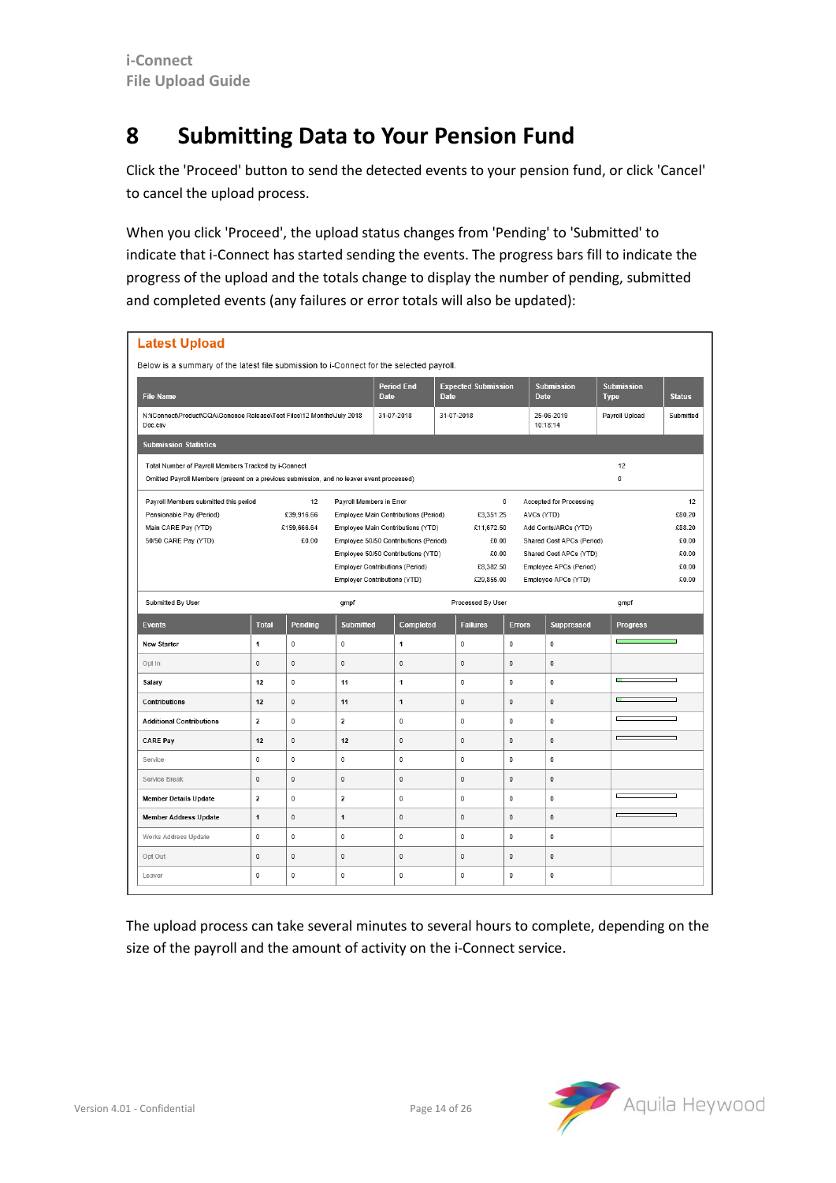# 8 Submitting Data to Your Pension Fund

Click the 'Proceed' button to send the detected events to your pension fund, or click 'Cancel' to cancel the upload process.

When you click 'Proceed', the upload status changes from 'Pending' to 'Submitted' to indicate that i-Connect has started sending the events. The progress bars fill to indicate the progress of the upload and the totals change to display the number of pending, submitted and completed events (any failures or error totals will also be updated):

**Latest Upload**

Below is a summary of the latest file submission to i-Connect for the selected payroll.

| File Name | Period End Date | Expected Submission Date | Submission Date | Submission Type | Status |
|---|---|---|---|---|---|
| N:\iConnect\Product\CQA\Genesee Release\Test Files\12 Months\July 2018 Doc.csv | 31-07-2018 | 31-07-2018 | 25-06-2019 10:18:14 | Payroll Upload | Submitted |

**Submission Statistics**

| | |
|---|---|
| Total Number of Payroll Members Tracked by i-Connect | 12 |
| Omitted Payroll Members (present on a previous submission, and no leaver event processed) | 0 |

| | | | | | |
|---|---|---|---|---|---|
| Payroll Members submitted this period | 12 | Payroll Members in Error | 0 | Accepted for Processing | 12 |
| Pensionable Pay (Period) | £39,916.66 | Employee Main Contributions (Period) | £3,351.25 | AVCs (YTD) | £80.20 |
| Main CARE Pay (YTD) | £159,666.64 | Employee Main Contributions (YTD) | £11,672.50 | Add Conts/ARCs (YTD) | £88.20 |
| 50/50 CARE Pay (YTD) | £0.00 | Employee 50/50 Contributions (Period) | £0.00 | Shared Cost APCs (Period) | £0.00 |
| | | Employee 50/50 Contributions (YTD) | £0.00 | Shared Cost APCs (YTD) | £0.00 |
| | | Employer Contributions (Period) | £8,382.50 | Employee APCs (Period) | £0.00 |
| | | Employer Contributions (YTD) | £29,855.00 | Employee APCs (YTD) | £0.00 |

| | | | |
|---|---|---|---|
| Submitted By User | gmpf | Processed By User | gmpf |

| Events | Total | Pending | Submitted | Completed | Failures | Errors | Suppressed | Progress |
|---|---|---|---|---|---|---|---|---|
| New Starter | 1 | 0 | 0 | 1 | 0 | 0 | 0 | |
| Opt In | 0 | 0 | 0 | 0 | 0 | 0 | 0 | |
| Salary | 12 | 0 | 11 | 1 | 0 | 0 | 0 | |
| Contributions | 12 | 0 | 11 | 1 | 0 | 0 | 0 | |
| Additional Contributions | 2 | 0 | 2 | 0 | 0 | 0 | 0 | |
| CARE Pay | 12 | 0 | 12 | 0 | 0 | 0 | 0 | |
| Service | 0 | 0 | 0 | 0 | 0 | 0 | 0 | |
| Service Break | 0 | 0 | 0 | 0 | 0 | 0 | 0 | |
| Member Details Update | 2 | 0 | 2 | 0 | 0 | 0 | 0 | |
| Member Address Update | 1 | 0 | 1 | 0 | 0 | 0 | 0 | |
| Works Address Update | 0 | 0 | 0 | 0 | 0 | 0 | 0 | |
| Opt Out | 0 | 0 | 0 | 0 | 0 | 0 | 0 | |
| Leaver | 0 | 0 | 0 | 0 | 0 | 0 | 0 | |

The upload process can take several minutes to several hours to complete, depending on the size of the payroll and the amount of activity on the i-Connect service.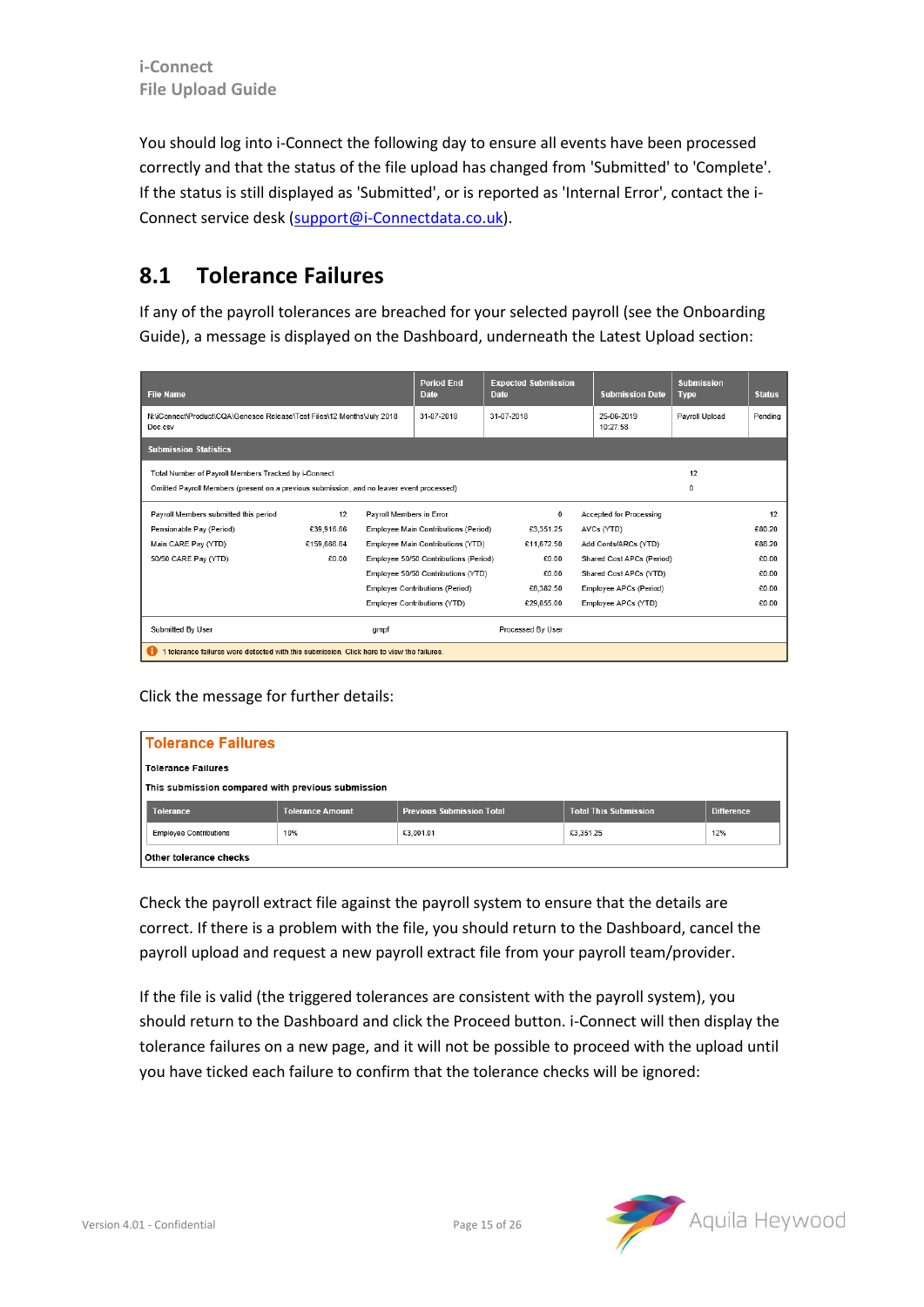You should log into i-Connect the following day to ensure all events have been processed correctly and that the status of the file upload has changed from 'Submitted' to 'Complete'. If the status is still displayed as 'Submitted', or is reported as 'Internal Error', contact the i-Connect service desk (support@i-Connectdata.co.uk).

## 8.1 Tolerance Failures

If any of the payroll tolerances are breached for your selected payroll (see the Onboarding Guide), a message is displayed on the Dashboard, underneath the Latest Upload section:

| File Name | Period End Date | Expected Submission Date | Submission Date | Submission Type | Status |
|---|---|---|---|---|---|
| N:\iConnect\Product\CQA\Genesee Release\Test Files\12 Months\July 2018 Doc.csv | 31-07-2018 | 31-07-2018 | 25-06-2019 10:27:58 | Payroll Upload | Pending |

**Submission Statistics**

| | |
|---|---|
| Total Number of Payroll Members Tracked by i-Connect | 12 |
| Omitted Payroll Members (present on a previous submission, and no leaver event processed) | 0 |

| | | | | | |
|---|---|---|---|---|---|
| Payroll Members submitted this period | 12 | Payroll Members in Error | 0 | Accepted for Processing | 12 |
| Pensionable Pay (Period) | £39,916.66 | Employee Main Contributions (Period) | £3,351.25 | AVCs (YTD) | £80.20 |
| Main CARE Pay (YTD) | £159,666.64 | Employee Main Contributions (YTD) | £11,672.50 | Add Conts/ARCs (YTD) | £88.20 |
| 50/50 CARE Pay (YTD) | £0.00 | Employee 50/50 Contributions (Period) | £0.00 | Shared Cost APCs (Period) | £0.00 |
| | | Employee 50/50 Contributions (YTD) | £0.00 | Shared Cost APCs (YTD) | £0.00 |
| | | Employer Contributions (Period) | £8,382.50 | Employee APCs (Period) | £0.00 |
| | | Employer Contributions (YTD) | £29,855.00 | Employee APCs (YTD) | £0.00 |

Submitted By User gmpf Processed By User

1 tolerance failure were detected with this submission. Click here to view the failures.

Click the message for further details:

**Tolerance Failures**

Tolerance Failures

This submission compared with previous submission

| Tolerance | Tolerance Amount | Previous Submission Total | Total This Submission | Difference |
|---|---|---|---|---|
| Employee Contributions | 10% | £3,001.01 | £3,351.25 | 12% |

Other tolerance checks

Check the payroll extract file against the payroll system to ensure that the details are correct. If there is a problem with the file, you should return to the Dashboard, cancel the payroll upload and request a new payroll extract file from your payroll team/provider.

If the file is valid (the triggered tolerances are consistent with the payroll system), you should return to the Dashboard and click the Proceed button. i-Connect will then display the tolerance failures on a new page, and it will not be possible to proceed with the upload until you have ticked each failure to confirm that the tolerance checks will be ignored: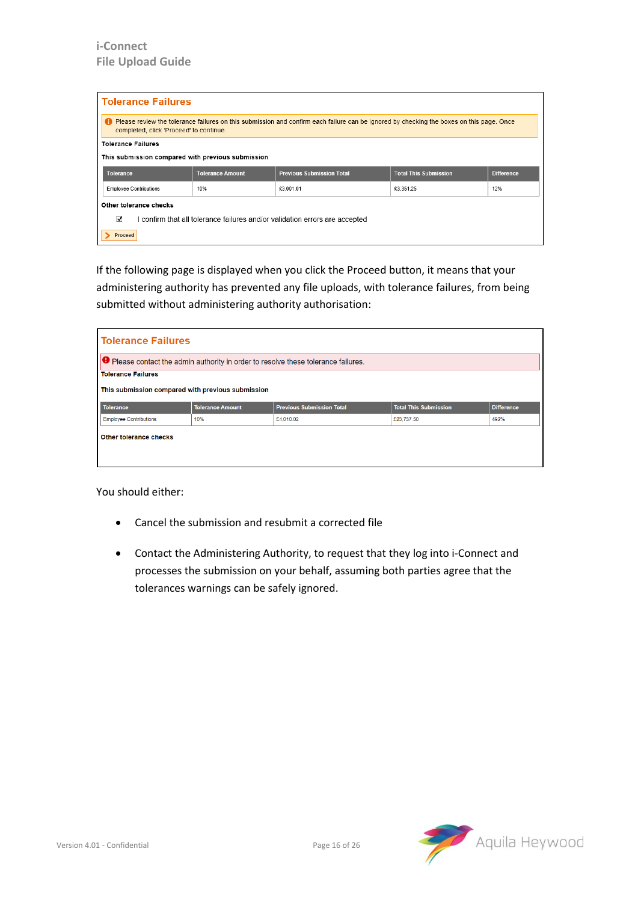**Tolerance Failures**

Please review the tolerance failures on this submission and confirm each failure can be ignored by checking the boxes on this page. Once completed, click 'Proceed' to continue.

**Tolerance Failures**

**This submission compared with previous submission**

| Tolerance | Tolerance Amount | Previous Submission Total | Total This Submission | Difference |
|---|---|---|---|---|
| Employee Contributions | 10% | £3,001.01 | £3,351.25 | 12% |

**Other tolerance checks**

☑ I confirm that all tolerance failures and/or validation errors are accepted

Proceed

If the following page is displayed when you click the Proceed button, it means that your administering authority has prevented any file uploads, with tolerance failures, from being submitted without administering authority authorisation:

**Tolerance Failures**

Please contact the admin authority in order to resolve these tolerance failures.

**Tolerance Failures**

**This submission compared with previous submission**

| Tolerance | Tolerance Amount | Previous Submission Total | Total This Submission | Difference |
|---|---|---|---|---|
| Employee Contributions | 10% | £4,010.02 | £23,737.50 | 492% |

**Other tolerance checks**

You should either:

- Cancel the submission and resubmit a corrected file
- Contact the Administering Authority, to request that they log into i-Connect and processes the submission on your behalf, assuming both parties agree that the tolerances warnings can be safely ignored.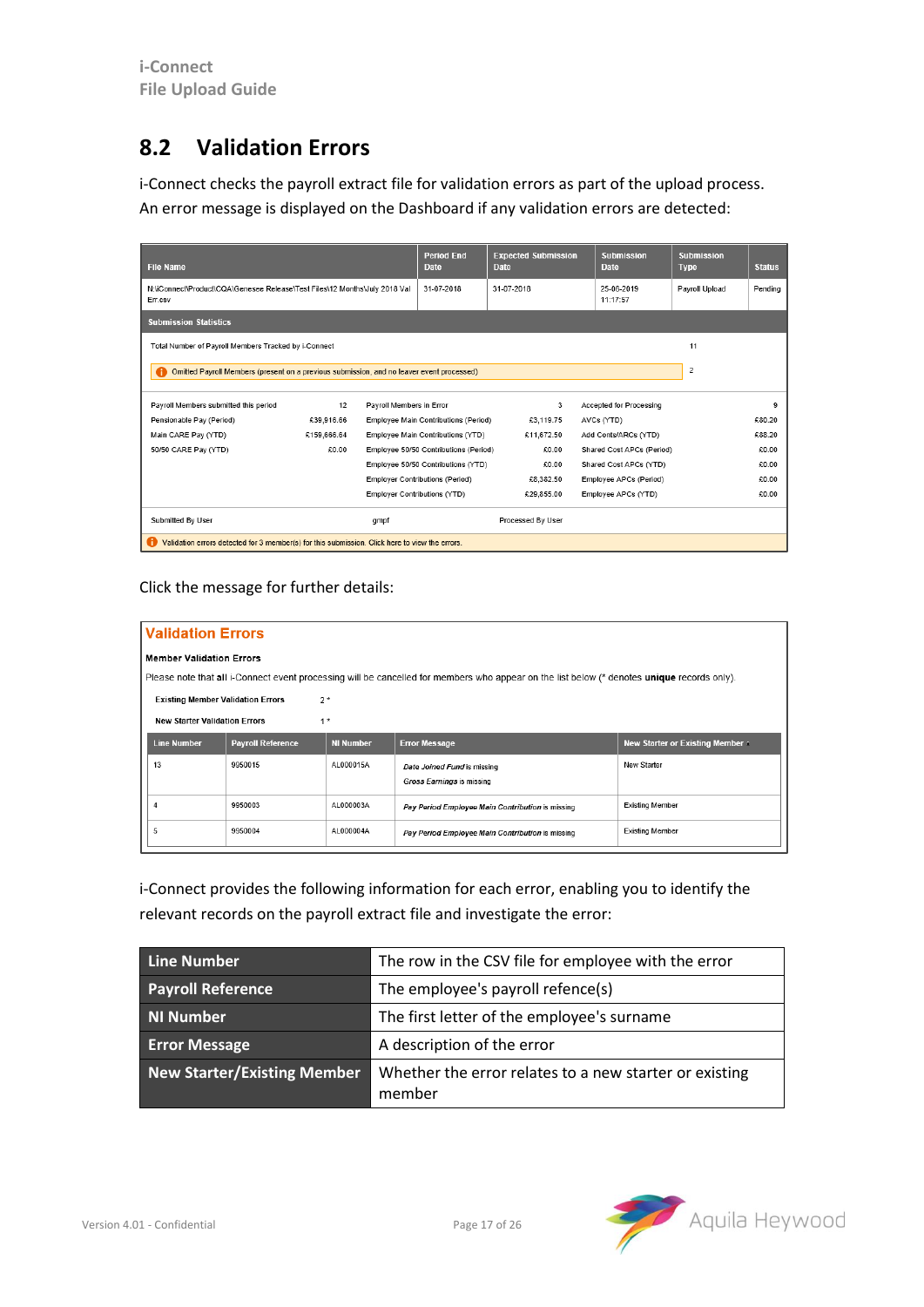## 8.2 Validation Errors

i-Connect checks the payroll extract file for validation errors as part of the upload process. An error message is displayed on the Dashboard if any validation errors are detected:

| File Name | Period End Date | Expected Submission Date | Submission Date | Submission Type | Status |
|---|---|---|---|---|---|
| N:\iConnect\Product\CQA\Genesee Release\Test Files\12 Months\July 2018 Val Err.csv | 31-07-2018 | 31-07-2018 | 25-06-2019 11:17:57 | Payroll Upload | Pending |

**Submission Statistics**

Total Number of Payroll Members Tracked by i-Connect: 11

Omitted Payroll Members (present on a previous submission, and no leaver event processed): 2

| | | | | | |
|---|---|---|---|---|---|
| Payroll Members submitted this period | 12 | Payroll Members in Error | 3 | Accepted for Processing | 9 |
| Pensionable Pay (Period) | £39,916.66 | Employee Main Contributions (Period) | £3,119.75 | AVCs (YTD) | £80.20 |
| Main CARE Pay (YTD) | £159,666.64 | Employee Main Contributions (YTD) | £11,672.50 | Add Conts/ARCs (YTD) | £88.20 |
| 50/50 CARE Pay (YTD) | £0.00 | Employee 50/50 Contributions (Period) | £0.00 | Shared Cost APCs (Period) | £0.00 |
| | | Employee 50/50 Contributions (YTD) | £0.00 | Shared Cost APCs (YTD) | £0.00 |
| | | Employer Contributions (Period) | £8,382.50 | Employee APCs (Period) | £0.00 |
| | | Employer Contributions (YTD) | £29,855.00 | Employee APCs (YTD) | £0.00 |

Submitted By User: gmpf — Processed By User:

Validation errors detected for 3 member(s) for this submission. Click here to view the errors.

Click the message for further details:

**Validation Errors**

**Member Validation Errors**

Please note that all i-Connect event processing will be cancelled for members who appear on the list below (* denotes **unique** records only).

**Existing Member Validation Errors** 2 *

**New Starter Validation Errors** 1 *

| Line Number | Payroll Reference | NI Number | Error Message | New Starter or Existing Member |
|---|---|---|---|---|
| 13 | 9950015 | AL000015A | *Date Joined Fund* is missing<br>*Gross Earnings* is missing | New Starter |
| 4 | 9950003 | AL000003A | *Pay Period Employee Main Contribution* is missing | Existing Member |
| 5 | 9950004 | AL000004A | *Pay Period Employee Main Contribution* is missing | Existing Member |

i-Connect provides the following information for each error, enabling you to identify the relevant records on the payroll extract file and investigate the error:

| | |
|---|---|
| **Line Number** | The row in the CSV file for employee with the error |
| **Payroll Reference** | The employee's payroll refence(s) |
| **NI Number** | The first letter of the employee's surname |
| **Error Message** | A description of the error |
| **New Starter/Existing Member** | Whether the error relates to a new starter or existing member |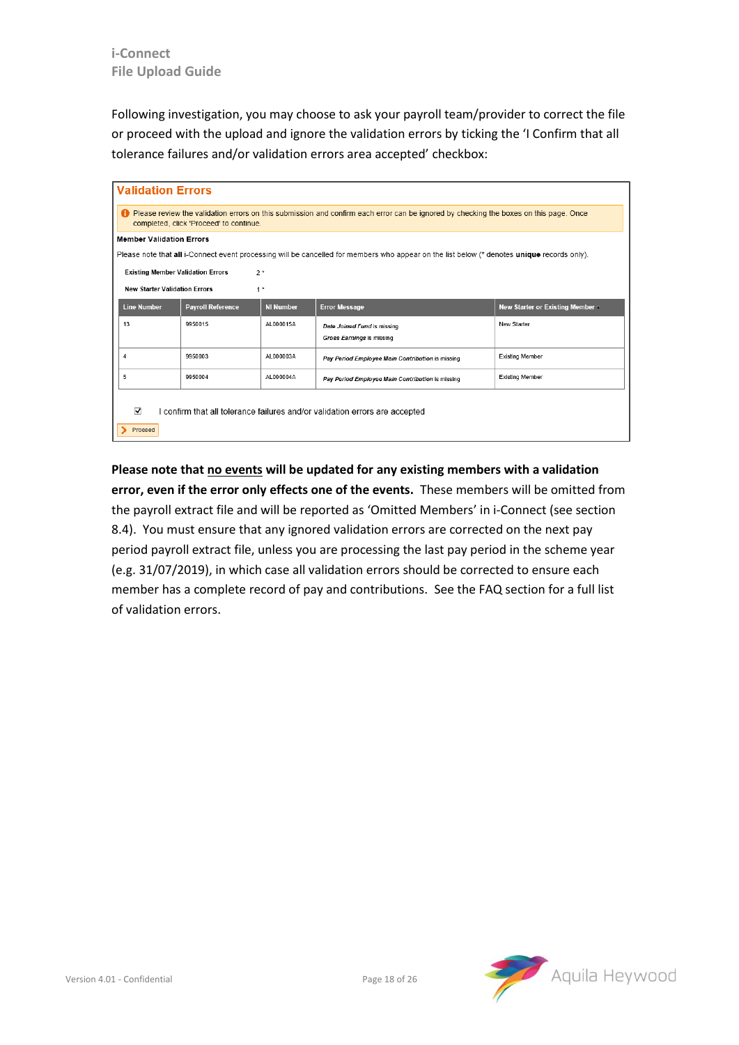Following investigation, you may choose to ask your payroll team/provider to correct the file or proceed with the upload and ignore the validation errors by ticking the 'I Confirm that all tolerance failures and/or validation errors area accepted' checkbox:

**Validation Errors**

Please review the validation errors on this submission and confirm each error can be ignored by checking the boxes on this page. Once completed, click 'Proceed' to continue.

**Member Validation Errors**

Please note that **all** i-Connect event processing will be cancelled for members who appear on the list below (* denotes **unique** records only).

Existing Member Validation Errors 2 *

New Starter Validation Errors 1 *

| Line Number | Payroll Reference | NI Number | Error Message | New Starter or Existing Member |
|---|---|---|---|---|
| 13 | 9950015 | AL000015A | *Date Joined Fund* is missing<br>*Gross Earnings* is missing | New Starter |
| 4 | 9950003 | AL000003A | *Pay Period Employee Main Contribution* is missing | Existing Member |
| 5 | 9950004 | AL000004A | *Pay Period Employee Main Contribution* is missing | Existing Member |

☑ I confirm that all tolerance failures and/or validation errors are accepted

Proceed

**Please note that no events will be updated for any existing members with a validation error, even if the error only effects one of the events.** These members will be omitted from the payroll extract file and will be reported as 'Omitted Members' in i-Connect (see section 8.4). You must ensure that any ignored validation errors are corrected on the next pay period payroll extract file, unless you are processing the last pay period in the scheme year (e.g. 31/07/2019), in which case all validation errors should be corrected to ensure each member has a complete record of pay and contributions. See the FAQ section for a full list of validation errors.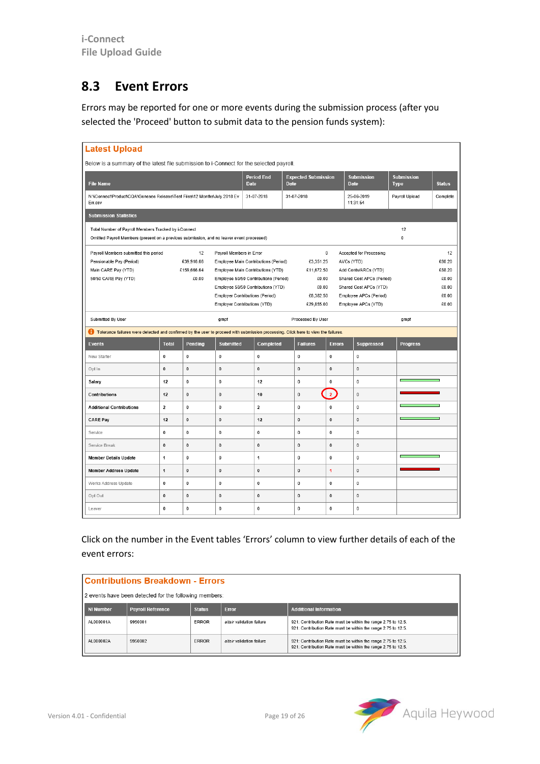## 8.3 Event Errors

Errors may be reported for one or more events during the submission process (after you selected the 'Proceed' button to submit data to the pension funds system):

**Latest Upload**

Below is a summary of the latest file submission to i-Connect for the selected payroll.

| File Name | Period End Date | Expected Submission Date | Submission Date | Submission Type | Status |
|---|---|---|---|---|---|
| N:\iConnect\Product\CQA\Genesee Release\Test Files\12 Months\July 2018 Ev Err.csv | 31-07-2018 | 31-07-2018 | 25-06-2019 11:31:54 | Payroll Upload | Complete |

**Submission Statistics**

| | |
|---|---|
| Total Number of Payroll Members Tracked by i-Connect | 12 |
| Omitted Payroll Members (present on a previous submission, and no leaver event processed) | 0 |

| | | | | | |
|---|---|---|---|---|---|
| Payroll Members submitted this period | 12 | Payroll Members in Error | 0 | Accepted for Processing | 12 |
| Pensionable Pay (Period) | £39,916.66 | Employee Main Contributions (Period) | £3,351.25 | AVCs (YTD) | £80.20 |
| Main CARE Pay (YTD) | £159,666.64 | Employee Main Contributions (YTD) | £11,672.50 | Add Conts/ARCs (YTD) | £88.20 |
| 50/50 CARE Pay (YTD) | £0.00 | Employee 50/50 Contributions (Period) | £0.00 | Shared Cost APCs (Period) | £0.00 |
| | | Employee 50/50 Contributions (YTD) | £0.00 | Shared Cost APCs (YTD) | £0.00 |
| | | Employer Contributions (Period) | £8,382.50 | Employee APCs (Period) | £0.00 |
| | | Employer Contributions (YTD) | £29,855.00 | Employee APCs (YTD) | £0.00 |

| | | | |
|---|---|---|---|
| Submitted By User | gmpf | Processed By User | gmpf |

Tolerance failures were detected and confirmed by the user to proceed with submission processing. Click here to view the failures.

| Events | Total | Pending | Submitted | Completed | Failures | Errors | Suppressed | Progress |
|---|---|---|---|---|---|---|---|---|
| New Starter | 0 | 0 | 0 | 0 | 0 | 0 | 0 | |
| Opt In | 0 | 0 | 0 | 0 | 0 | 0 | 0 | |
| Salary | 12 | 0 | 0 | 12 | 0 | 0 | 0 | |
| Contributions | 12 | 0 | 0 | 10 | 0 | 2 | 0 | |
| Additional Contributions | 2 | 0 | 0 | 2 | 0 | 0 | 0 | |
| CARE Pay | 12 | 0 | 0 | 12 | 0 | 0 | 0 | |
| Service | 0 | 0 | 0 | 0 | 0 | 0 | 0 | |
| Service Break | 0 | 0 | 0 | 0 | 0 | 0 | 0 | |
| Member Details Update | 1 | 0 | 0 | 1 | 0 | 0 | 0 | |
| Member Address Update | 1 | 0 | 0 | 0 | 0 | 1 | 0 | |
| Works Address Update | 0 | 0 | 0 | 0 | 0 | 0 | 0 | |
| Opt Out | 0 | 0 | 0 | 0 | 0 | 0 | 0 | |
| Leaver | 0 | 0 | 0 | 0 | 0 | 0 | 0 | |

Click on the number in the Event tables 'Errors' column to view further details of each of the event errors:

**Contributions Breakdown - Errors**

2 events have been detected for the following members:

| NI Number | Payroll Reference | Status | Error | Additional Information |
|---|---|---|---|---|
| AL000001A | 9950001 | ERROR | *altair validation failure* | 921: Contribution Rate must be within the range 2.75 to 12.5.<br>921: Contribution Rate must be within the range 2.75 to 12.5. |
| AL000002A | 9950002 | ERROR | *altair validation failure* | 921: Contribution Rate must be within the range 2.75 to 12.5.<br>921: Contribution Rate must be within the range 2.75 to 12.5. |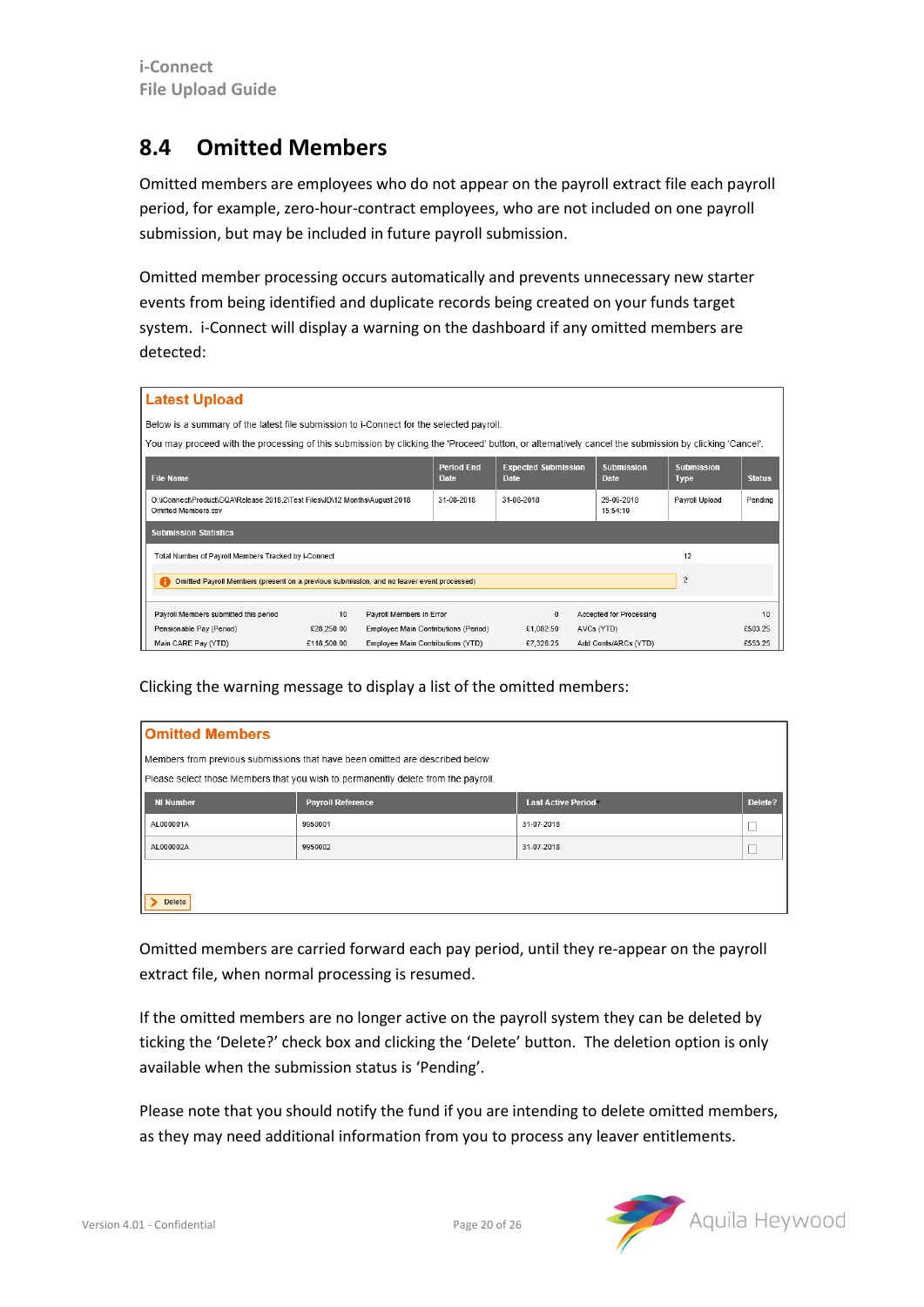## 8.4 Omitted Members

Omitted members are employees who do not appear on the payroll extract file each payroll period, for example, zero-hour-contract employees, who are not included on one payroll submission, but may be included in future payroll submission.

Omitted member processing occurs automatically and prevents unnecessary new starter events from being identified and duplicate records being created on your funds target system. i-Connect will display a warning on the dashboard if any omitted members are detected:

**Latest Upload**

Below is a summary of the latest file submission to i-Connect for the selected payroll.

You may proceed with the processing of this submission by clicking the 'Proceed' button, or alternatively cancel the submission by clicking 'Cancel'.

| File Name | Period End Date | Expected Submission Date | Submission Date | Submission Type | Status |
|---|---|---|---|---|---|
| O:\iConnect\Product\QA\Release 2018.2\Test Files\JD\12 Months\August 2018 Omitted Members.csv | 31-08-2018 | 31-08-2018 | 29-06-2018 15:54:10 | Payroll Upload | Pending |

**Submission Statistics**

| | |
|---|---|
| Total Number of Payroll Members Tracked by i-Connect | 12 |
| Omitted Payroll Members (present on a previous submission, and no leaver event processed) | 2 |

| | | | | | |
|---|---|---|---|---|---|
| Payroll Members submitted this period | 10 | Payroll Members in Error | 0 | Accepted for Processing | 10 |
| Pensionable Pay (Period) | £28,250.00 | Employee Main Contributions (Period) | £1,082.50 | AVCs (YTD) | £503.25 |
| Main CARE Pay (YTD) | £118,500.00 | Employee Main Contributions (YTD) | £7,328.25 | Add Conts/ARCs (YTD) | £553.25 |

Clicking the warning message to display a list of the omitted members:

**Omitted Members**

Members from previous submissions that have been omitted are described below.

Please select those Members that you wish to permanently delete from the payroll.

| NI Number | Payroll Reference | Last Active Period | Delete? |
|---|---|---|---|
| AL000001A | 9950001 | 31-07-2018 | ☐ |
| AL000002A | 9950002 | 31-07-2018 | ☐ |

Delete

Omitted members are carried forward each pay period, until they re-appear on the payroll extract file, when normal processing is resumed.

If the omitted members are no longer active on the payroll system they can be deleted by ticking the 'Delete?' check box and clicking the 'Delete' button. The deletion option is only available when the submission status is 'Pending'.

Please note that you should notify the fund if you are intending to delete omitted members, as they may need additional information from you to process any leaver entitlements.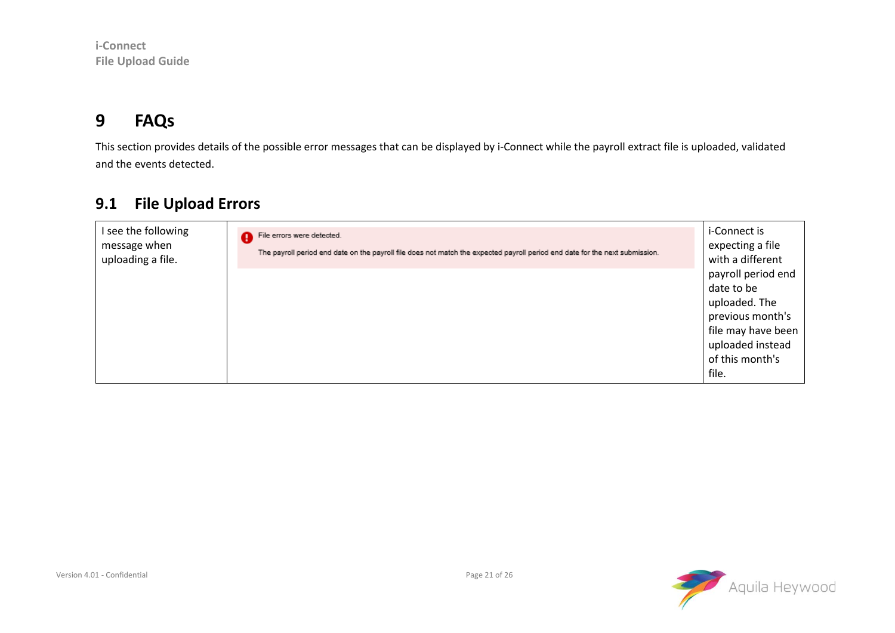# 9 FAQs

This section provides details of the possible error messages that can be displayed by i-Connect while the payroll extract file is uploaded, validated and the events detected.

## 9.1 File Upload Errors

| | | |
|---|---|---|
| I see the following message when uploading a file. | File errors were detected. The payroll period end date on the payroll file does not match the expected payroll period end date for the next submission. | i-Connect is expecting a file with a different payroll period end date to be uploaded. The previous month's file may have been uploaded instead of this month's file. |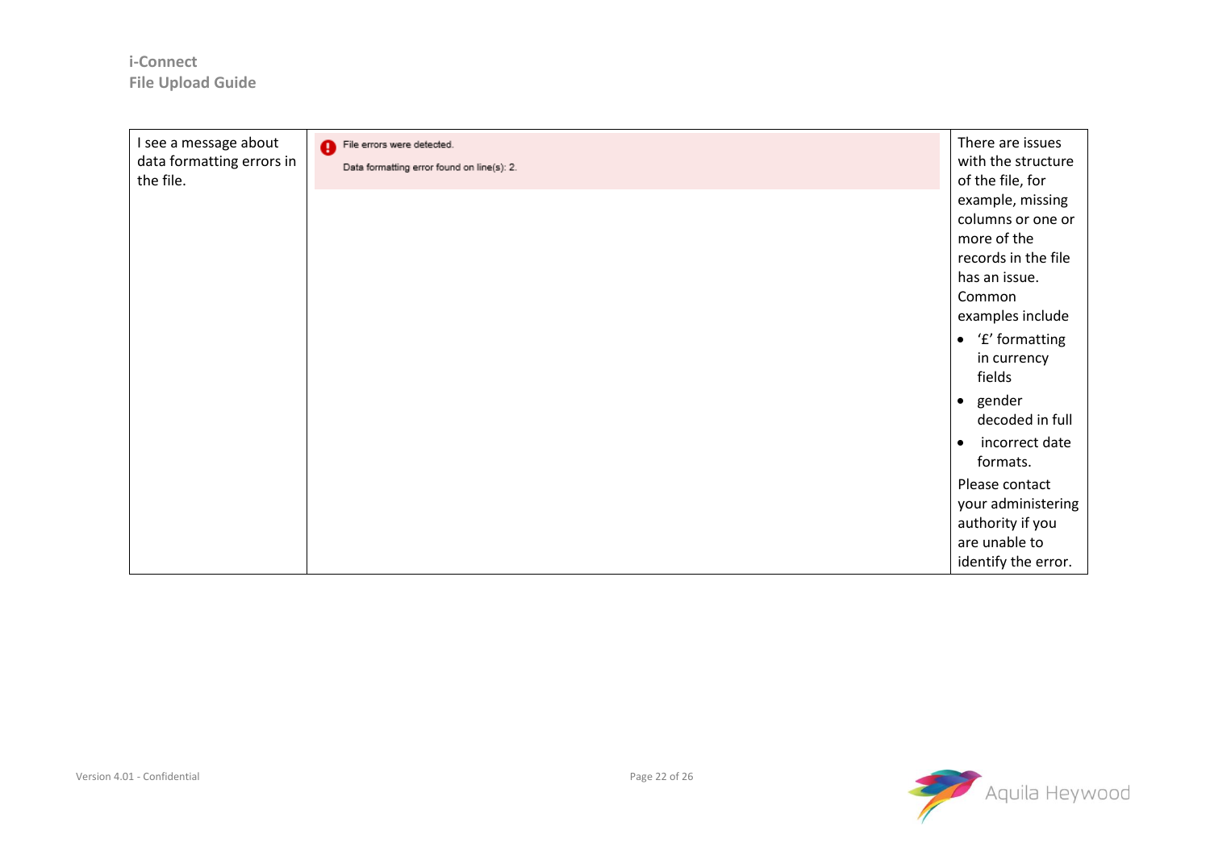| | | |
|---|---|---|
| I see a message about data formatting errors in the file. | File errors were detected.<br>Data formatting error found on line(s): 2. | There are issues with the structure of the file, for example, missing columns or one or more of the records in the file has an issue. Common examples include<br>• '£' formatting in currency fields<br>• gender decoded in full<br>• incorrect date formats.<br>Please contact your administering authority if you are unable to identify the error. |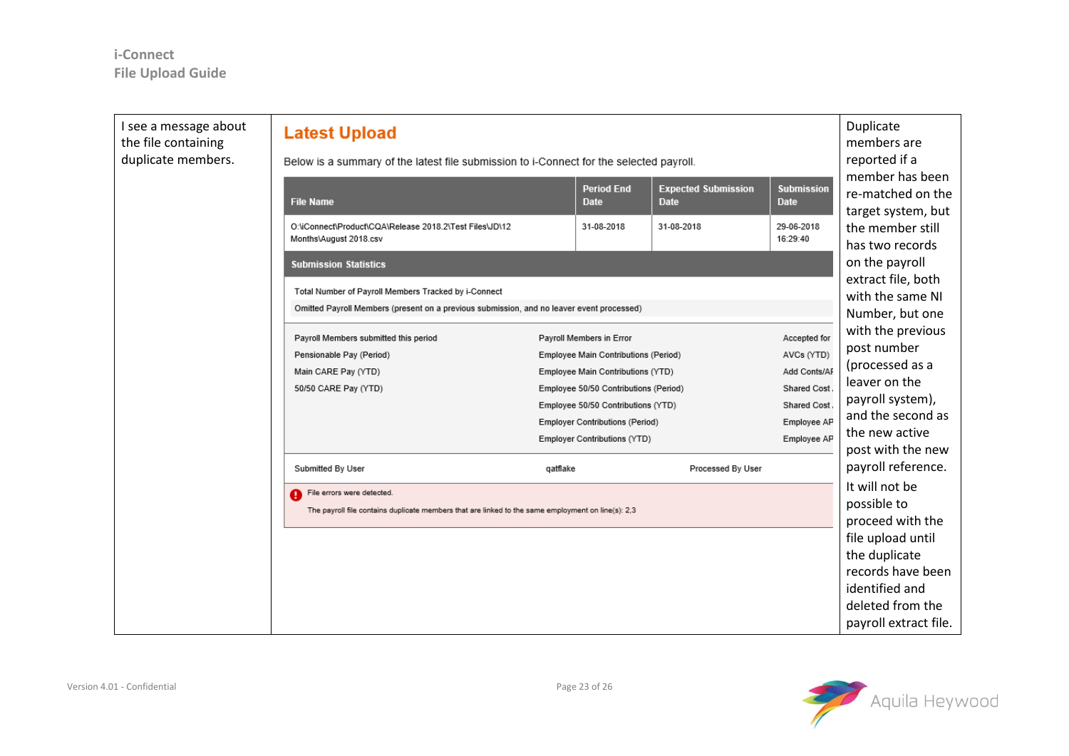| | | |
|---|---|---|
| I see a message about the file containing duplicate members. | **Latest Upload**<br><br>Below is a summary of the latest file submission to i-Connect for the selected payroll.<br><br>File Name: O:\iConnect\Product\CQA\Release 2018.2\Test Files\JD\12 Months\August 2018.csv<br>Period End Date: 31-08-2018<br>Expected Submission Date: 31-08-2018<br>Submission Date: 29-06-2018 16:29:40<br><br>**Submission Statistics**<br><br>Total Number of Payroll Members Tracked by i-Connect<br>Omitted Payroll Members (present on a previous submission, and no leaver event processed)<br><br>Payroll Members submitted this period<br>Pensionable Pay (Period)<br>Main CARE Pay (YTD)<br>50/50 CARE Pay (YTD)<br><br>Payroll Members in Error<br>Employee Main Contributions (Period)<br>Employee Main Contributions (YTD)<br>Employee 50/50 Contributions (Period)<br>Employee 50/50 Contributions (YTD)<br>Employer Contributions (Period)<br>Employer Contributions (YTD)<br><br>Accepted for<br>AVCs (YTD)<br>Add Conts/AF<br>Shared Cost<br>Shared Cost<br>Employee AP<br>Employee AP<br><br>Submitted By User: qatflake<br>Processed By User<br><br>File errors were detected.<br>The payroll file contains duplicate members that are linked to the same employment on line(s): 2,3 | Duplicate members are reported if a member has been re-matched on the target system, but the member still has two records on the payroll extract file, both with the same NI Number, but one with the previous post number (processed as a leaver on the payroll system), and the second as the new active post with the new payroll reference.<br><br>It will not be possible to proceed with the file upload until the duplicate records have been identified and deleted from the payroll extract file. |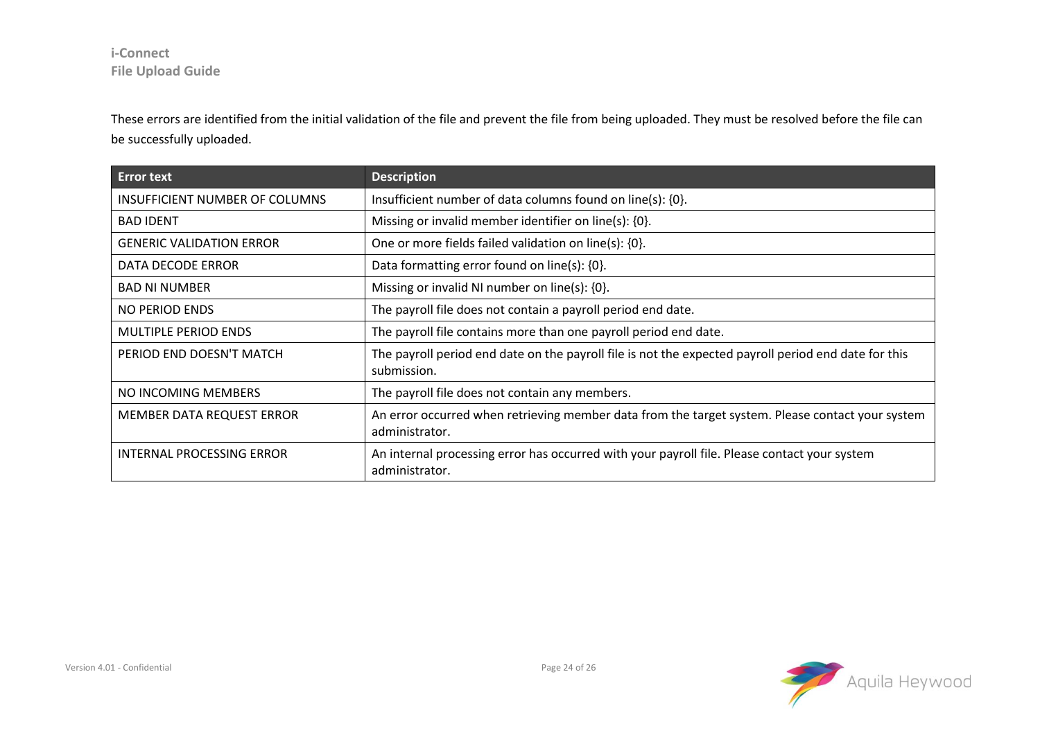These errors are identified from the initial validation of the file and prevent the file from being uploaded. They must be resolved before the file can be successfully uploaded.

| Error text | Description |
| --- | --- |
| INSUFFICIENT NUMBER OF COLUMNS | Insufficient number of data columns found on line(s): {0}. |
| BAD IDENT | Missing or invalid member identifier on line(s): {0}. |
| GENERIC VALIDATION ERROR | One or more fields failed validation on line(s): {0}. |
| DATA DECODE ERROR | Data formatting error found on line(s): {0}. |
| BAD NI NUMBER | Missing or invalid NI number on line(s): {0}. |
| NO PERIOD ENDS | The payroll file does not contain a payroll period end date. |
| MULTIPLE PERIOD ENDS | The payroll file contains more than one payroll period end date. |
| PERIOD END DOESN'T MATCH | The payroll period end date on the payroll file is not the expected payroll end date for this submission. |
| NO INCOMING MEMBERS | The payroll file does not contain any members. |
| MEMBER DATA REQUEST ERROR | An error occurred when retrieving member data from the target system. Please contact your system administrator. |
| INTERNAL PROCESSING ERROR | An internal processing error has occurred with your payroll file. Please contact your system administrator. |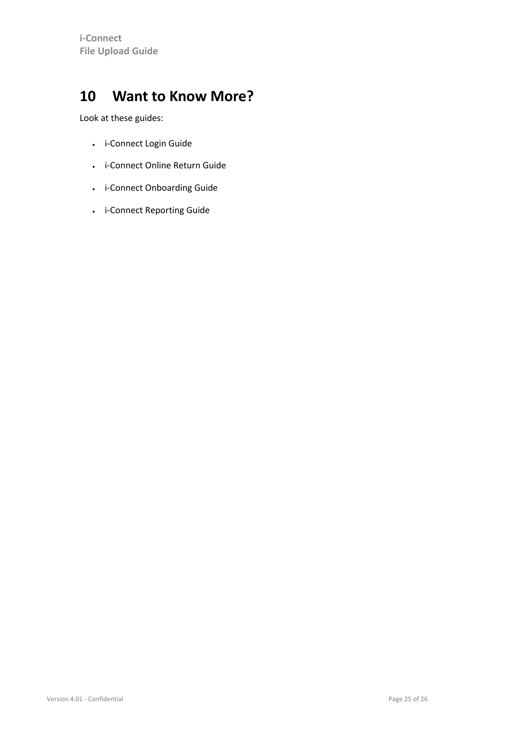# 10 Want to Know More?

Look at these guides:

- i-Connect Login Guide
- i-Connect Online Return Guide
- i-Connect Onboarding Guide
- i-Connect Reporting Guide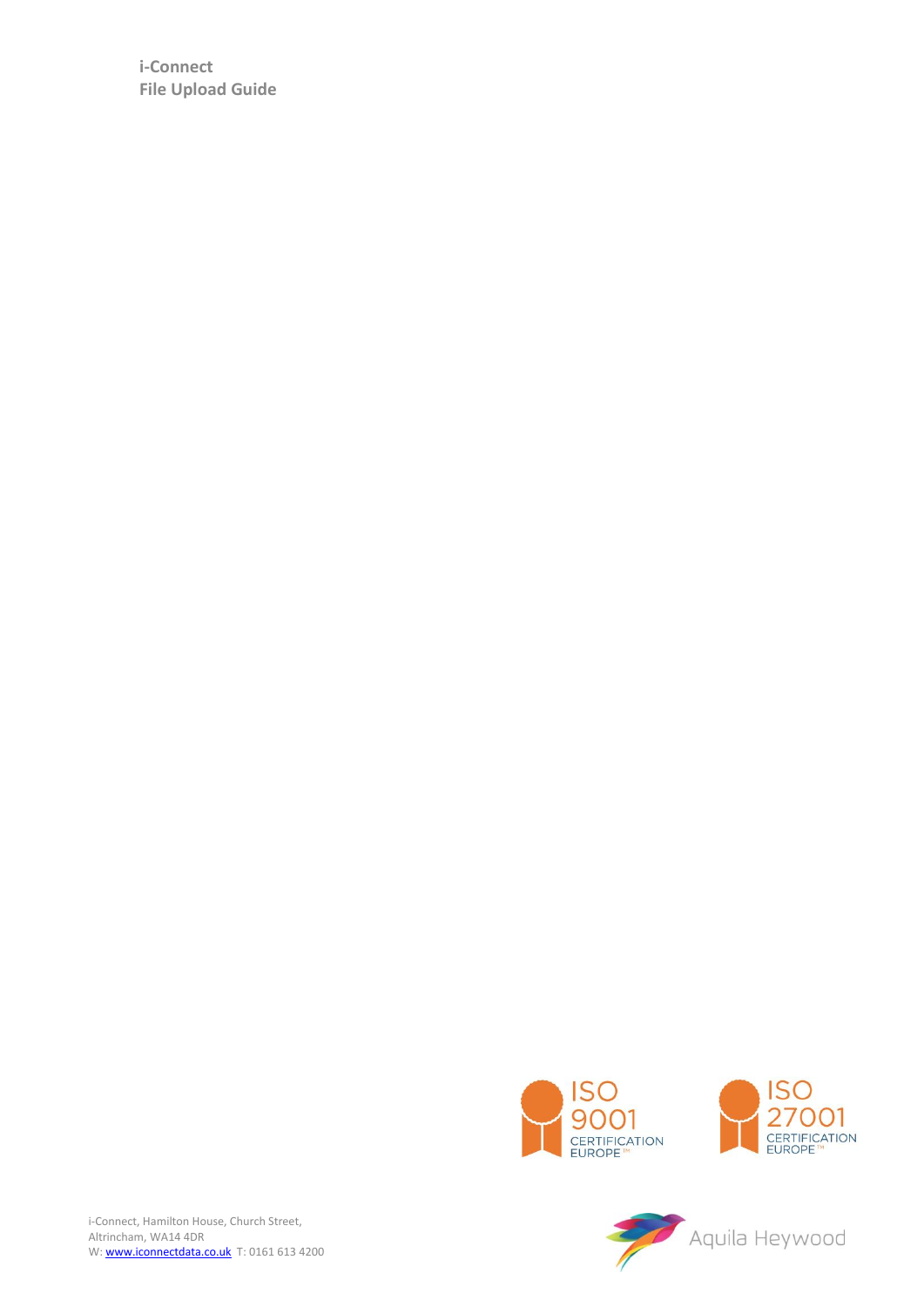**i-Connect**
**File Upload Guide**

ISO 9001 CERTIFICATION EUROPE

ISO 27001 CERTIFICATION EUROPE

i-Connect, Hamilton House, Church Street,
Altrincham, WA14 4DR
W: www.iconnectdata.co.uk T: 0161 613 4200

Aquila Heywood